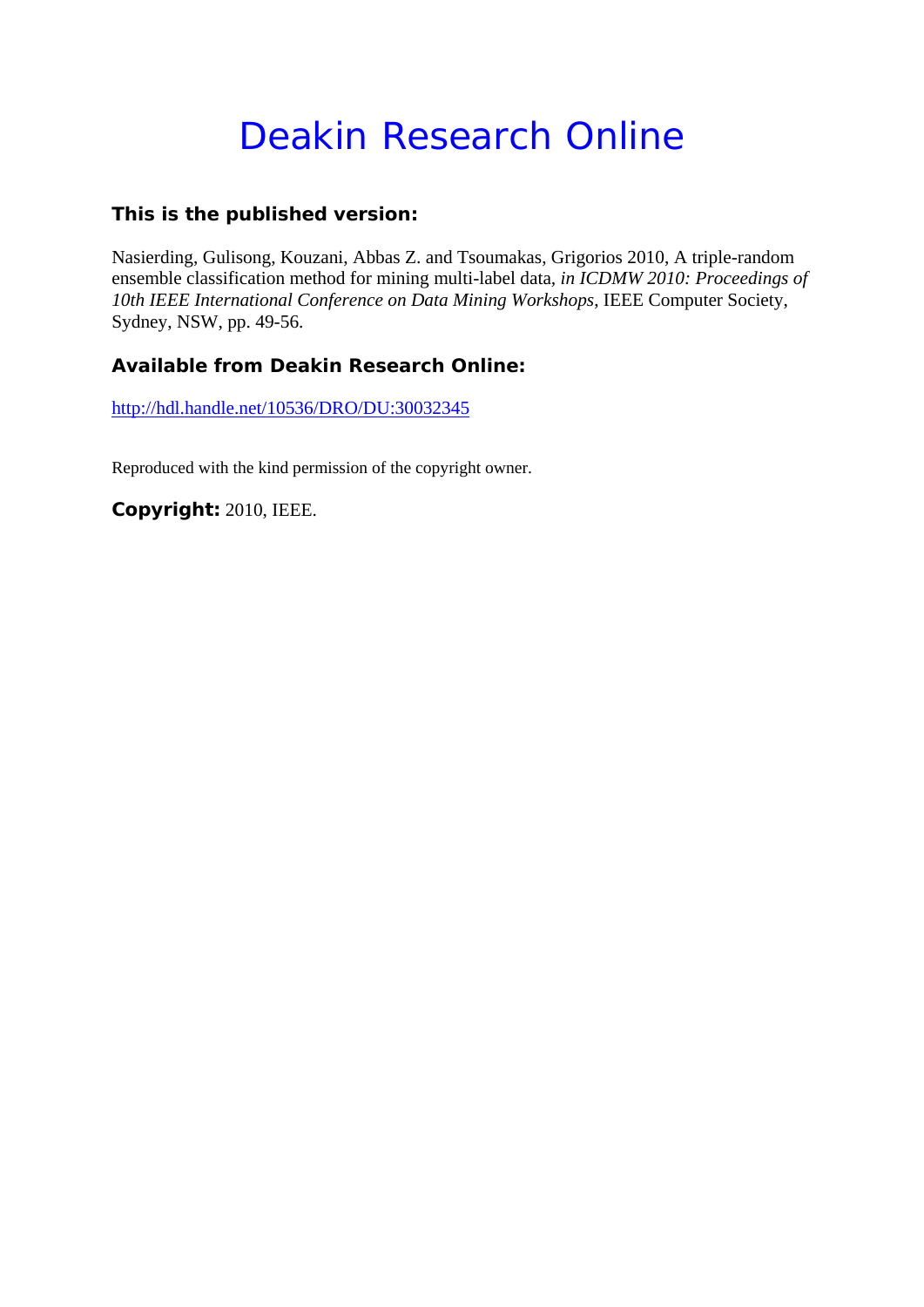# Deakin Research Online

### This is the published version:

Nasierding, Gulisong, Kouzani, Abbas Z. and Tsoumakas, Grigorios 2010, A triple-random ensemble classification method for mining multi-label data, *in ICDMW 2010: Proceedings of 10th IEEE International Conference on Data Mining Workshops*, IEEE Computer Society, Sydney, NSW, pp. 49-56.

### Available from Deakin Research Online:

http://hdl.handle.net/10536/DRO/DU:30032345

Reproduced with the kind permission of the copyright owner.

**Copyright:** 2010, IEEE.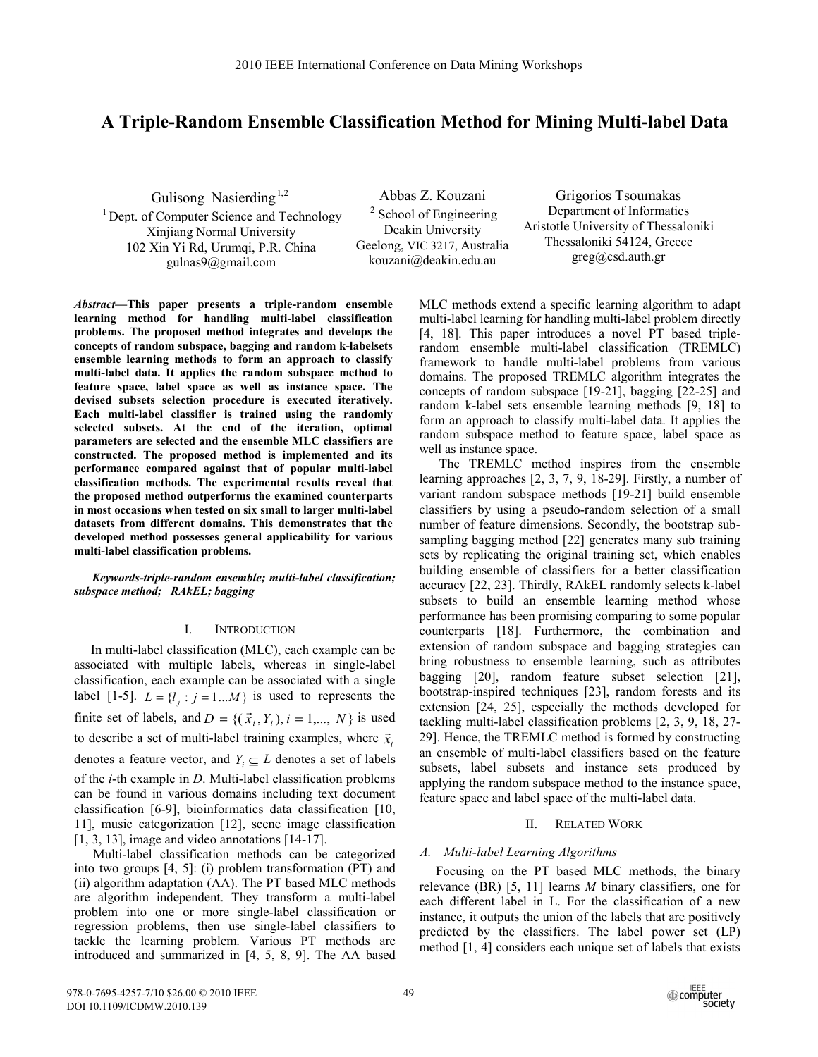# A Triple-Random Ensemble Classification Method for Mining Multi-label Data

Gulisong Nasierding[1,2]
[1] Dept. of Computer Science and Technology
Xinjiang Normal University
102 Xin Yi Rd, Urumqi, P.R. China
gulnas9@gmail.com

Abbas Z. Kouzani
[2] School of Engineering
Deakin University
Geelong, VIC 3217, Australia
kouzani@deakin.edu.au

Grigorios Tsoumakas
Department of Informatics
Aristotle University of Thessaloniki
Thessaloniki 54124, Greece
greg@csd.auth.gr

***Abstract*—This paper presents a triple-random ensemble learning method for handling multi-label classification problems. The proposed method integrates and develops the concepts of random subspace, bagging and random k-labelsets ensemble learning methods to form an approach to classify multi-label data. It applies the random subspace method to feature space, label space as well as instance space. The devised subsets selection procedure is executed iteratively. Each multi-label classifier is trained using the randomly selected subsets. At the end of the iteration, optimal parameters are selected and the ensemble MLC classifiers are constructed. The proposed method is implemented and its performance compared against that of popular multi-label classification methods. The experimental results reveal that the proposed method outperforms the examined counterparts in most occasions when tested on six small to larger multi-label datasets from different domains. This demonstrates that the developed method possesses general applicability for various multi-label classification problems.**

***Keywords-triple-random ensemble; multi-label classification; subspace method; RAkEL; bagging***

## I. Introduction

In multi-label classification (MLC), each example can be associated with multiple labels, whereas in single-label classification, each example can be associated with a single label [1-5]. $L = \{l_j : j = 1...M\}$ is used to represents the finite set of labels, and $D = \{(\vec{x}_i, Y_i), i = 1,..., N\}$ is used to describe a set of multi-label training examples, where $\vec{x}_i$ denotes a feature vector, and $Y_i \subseteq L$ denotes a set of labels of the *i*-th example in *D*. Multi-label classification problems can be found in various domains including text document classification [6-9], bioinformatics data classification [10, 11], music categorization [12], scene image classification [1, 3, 13], image and video annotations [14-17].

Multi-label classification methods can be categorized into two groups [4, 5]: (i) problem transformation (PT) and (ii) algorithm adaptation (AA). The PT based MLC methods are algorithm independent. They transform a multi-label problem into one or more single-label classification or regression problems, then use single-label classifiers to tackle the learning problem. Various PT methods are introduced and summarized in [4, 5, 8, 9]. The AA based MLC methods extend a specific learning algorithm to adapt multi-label learning for handling multi-label problem directly [4, 18]. This paper introduces a novel PT based triple-random ensemble multi-label classification (TREMLC) framework to handle multi-label problems from various domains. The proposed TREMLC algorithm integrates the concepts of random subspace [19-21], bagging [22-25] and random k-label sets ensemble learning methods [9, 18] to form an approach to classify multi-label data. It applies the random subspace method to feature space, label space as well as instance space.

The TREMLC method inspires from the ensemble learning approaches [2, 3, 7, 9, 18-29]. Firstly, a number of variant random subspace methods [19-21] build ensemble classifiers by using a pseudo-random selection of a small number of feature dimensions. Secondly, the bootstrap sub-sampling bagging method [22] generates many sub training sets by replicating the original training set, which enables building ensemble of classifiers for a better classification accuracy [22, 23]. Thirdly, RAkEL randomly selects k-label subsets to build an ensemble learning method whose performance has been promising comparing to some popular counterparts [18]. Furthermore, the combination and extension of random subspace and bagging strategies can bring robustness to ensemble learning, such as attributes bagging [20], random feature subset selection [21], bootstrap-inspired techniques [23], random forests and its extension [24, 25], especially the methods developed for tackling multi-label classification problems [2, 3, 9, 18, 27-29]. Hence, the TREMLC method is formed by constructing an ensemble of multi-label classifiers based on the feature subsets, label subsets and instance sets produced by applying the random subspace method to the instance space, feature space and label space of the multi-label data.

## II. Related Work

### A. Multi-label Learning Algorithms

Focusing on the PT based MLC methods, the binary relevance (BR) [5, 11] learns *M* binary classifiers, one for each different label in L. For the classification of a new instance, it outputs the union of the labels that are positively predicted by the classifiers. The label power set (LP) method [1, 4] considers each unique set of labels that exists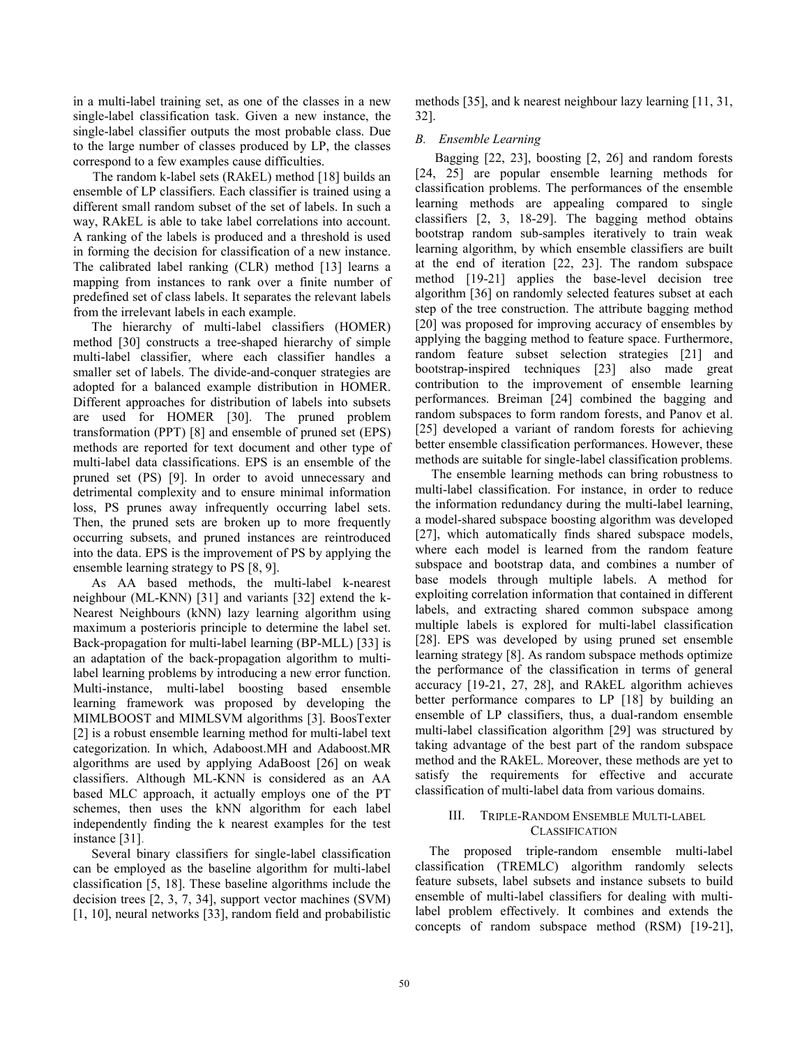in a multi-label training set, as one of the classes in a new single-label classification task. Given a new instance, the single-label classifier outputs the most probable class. Due to the large number of classes produced by LP, the classes correspond to a few examples cause difficulties.

The random k-label sets (RAkEL) method [18] builds an ensemble of LP classifiers. Each classifier is trained using a different small random subset of the set of labels. In such a way, RAkEL is able to take label correlations into account. A ranking of the labels is produced and a threshold is used in forming the decision for classification of a new instance. The calibrated label ranking (CLR) method [13] learns a mapping from instances to rank over a finite number of predefined set of class labels. It separates the relevant labels from the irrelevant labels in each example.

The hierarchy of multi-label classifiers (HOMER) method [30] constructs a tree-shaped hierarchy of simple multi-label classifier, where each classifier handles a smaller set of labels. The divide-and-conquer strategies are adopted for a balanced example distribution in HOMER. Different approaches for distribution of labels into subsets are used for HOMER [30]. The pruned problem transformation (PPT) [8] and ensemble of pruned set (EPS) methods are reported for text document and other type of multi-label data classifications. EPS is an ensemble of the pruned set (PS) [9]. In order to avoid unnecessary and detrimental complexity and to ensure minimal information loss, PS prunes away infrequently occurring label sets. Then, the pruned sets are broken up to more frequently occurring subsets, and pruned instances are reintroduced into the data. EPS is the improvement of PS by applying the ensemble learning strategy to PS [8, 9].

As AA based methods, the multi-label k-nearest neighbour (ML-KNN) [31] and variants [32] extend the k-Nearest Neighbours (kNN) lazy learning algorithm using maximum a posterioris principle to determine the label set. Back-propagation for multi-label learning (BP-MLL) [33] is an adaptation of the back-propagation algorithm to multi-label learning problems by introducing a new error function. Multi-instance, multi-label boosting based ensemble learning framework was proposed by developing the MIMLBOOST and MIMLSVM algorithms [3]. BoosTexter [2] is a robust ensemble learning method for multi-label text categorization. In which, Adaboost.MH and Adaboost.MR algorithms are used by applying AdaBoost [26] on weak classifiers. Although ML-KNN is considered as an AA based MLC approach, it actually employs one of the PT schemes, then uses the kNN algorithm for each label independently finding the k nearest examples for the test instance [31].

Several binary classifiers for single-label classification can be employed as the baseline algorithm for multi-label classification [5, 18]. These baseline algorithms include the decision trees [2, 3, 7, 34], support vector machines (SVM) [1, 10], neural networks [33], random field and probabilistic methods [35], and k nearest neighbour lazy learning [11, 31, 32].

### *B. Ensemble Learning*

Bagging [22, 23], boosting [2, 26] and random forests [24, 25] are popular ensemble learning methods for classification problems. The performances of the ensemble learning methods are appealing compared to single classifiers [2, 3, 18-29]. The bagging method obtains bootstrap random sub-samples iteratively to train weak learning algorithm, by which ensemble classifiers are built at the end of iteration [22, 23]. The random subspace method [19-21] applies the base-level decision tree algorithm [36] on randomly selected features subset at each step of the tree construction. The attribute bagging method [20] was proposed for improving accuracy of ensembles by applying the bagging method to feature space. Furthermore, random feature subset selection strategies [21] and bootstrap-inspired techniques [23] also made great contribution to the improvement of ensemble learning performances. Breiman [24] combined the bagging and random subspaces to form random forests, and Panov et al. [25] developed a variant of random forests for achieving better ensemble classification performances. However, these methods are suitable for single-label classification problems.

The ensemble learning methods can bring robustness to multi-label classification. For instance, in order to reduce the information redundancy during the multi-label learning, a model-shared subspace boosting algorithm was developed [27], which automatically finds shared subspace models, where each model is learned from the random feature subspace and bootstrap data, and combines a number of base models through multiple labels. A method for exploiting correlation information that contained in different labels, and extracting shared common subspace among multiple labels is explored for multi-label classification [28]. EPS was developed by using pruned set ensemble learning strategy [8]. As random subspace methods optimize the performance of the classification in terms of general accuracy [19-21, 27, 28], and RAkEL algorithm achieves better performance compares to LP [18] by building an ensemble of LP classifiers, thus, a dual-random ensemble multi-label classification algorithm [29] was structured by taking advantage of the best part of the random subspace method and the RAkEL. Moreover, these methods are yet to satisfy the requirements for effective and accurate classification of multi-label data from various domains.

## III. Triple-Random Ensemble Multi-label Classification

The proposed triple-random ensemble multi-label classification (TREMLC) algorithm randomly selects feature subsets, label subsets and instance subsets to build ensemble of multi-label classifiers for dealing with multi-label problem effectively. It combines and extends the concepts of random subspace method (RSM) [19-21],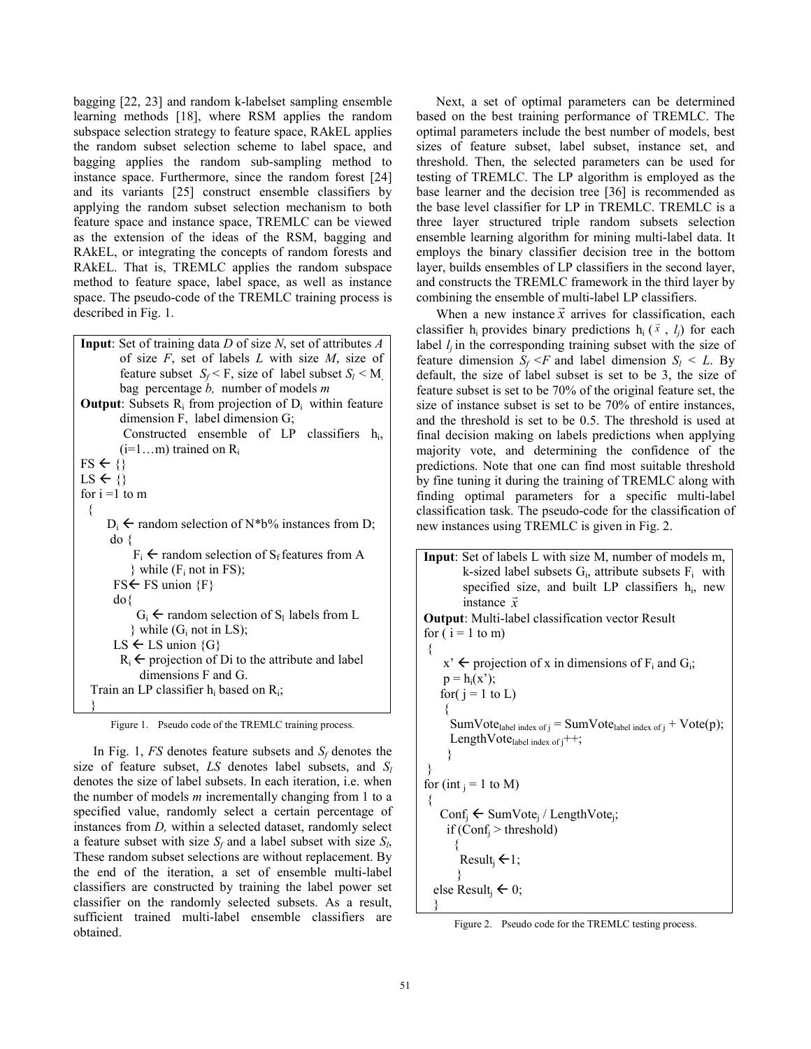bagging [22, 23] and random k-labelset sampling ensemble learning methods [18], where RSM applies the random subspace selection strategy to feature space, RAkEL applies the random subset selection scheme to label space, and bagging applies the random sub-sampling method to instance space. Furthermore, since the random forest [24] and its variants [25] construct ensemble classifiers by applying the random subset selection mechanism to both feature space and instance space, TREMLC can be viewed as the extension of the ideas of the RSM, bagging and RAkEL, or integrating the concepts of random forests and RAkEL. That is, TREMLC applies the random subspace method to feature space, label space, as well as instance space. The pseudo-code of the TREMLC training process is described in Fig. 1.

```
Input: Set of training data D of size N, set of attributes A
       of size F, set of labels L with size M, size of
       feature subset  Sf < F, size of label subset Sl < M,
       bag percentage b,  number of models m
Output: Subsets Ri from projection of Di within feature
        dimension F,  label dimension G;
        Constructed ensemble of LP classifiers hi,
        (i=1…m) trained on Ri
FS ← {}
LS ← {}
for i =1 to m
 {
     Di ← random selection of N*b% instances from D;
     do {
         Fi ← random selection of Sf features from A
        } while (Fi not in FS);
     FS← FS union {F}
     do{
         Gi ← random selection of Sl labels from L
        } while (Gi not in LS);
     LS ← LS union {G}
     Ri ← projection of Di to the attribute and label
          dimensions F and G.
  Train an LP classifier hi based on Ri;
 }
```

Figure 1. Pseudo code of the TREMLC training process.

In Fig. 1, *FS* denotes feature subsets and $S_f$ denotes the size of feature subset, *LS* denotes label subsets, and $S_l$ denotes the size of label subsets. In each iteration, i.e. when the number of models *m* incrementally changing from 1 to a specified value, randomly select a certain percentage of instances from *D,* within a selected dataset, randomly select a feature subset with size $S_f$ and a label subset with size $S_l$, These random subset selections are without replacement. By the end of the iteration, a set of ensemble multi-label classifiers are constructed by training the label power set classifier on the randomly selected subsets. As a result, sufficient trained multi-label ensemble classifiers are obtained.

Next, a set of optimal parameters can be determined based on the best training performance of TREMLC. The optimal parameters include the best number of models, best sizes of feature subset, label subset, instance set, and threshold. Then, the selected parameters can be used for testing of TREMLC. The LP algorithm is employed as the base learner and the decision tree [36] is recommended as the base level classifier for LP in TREMLC. TREMLC is a three layer structured triple random subsets selection ensemble learning algorithm for mining multi-label data. It employs the binary classifier decision tree in the bottom layer, builds ensembles of LP classifiers in the second layer, and constructs the TREMLC framework in the third layer by combining the ensemble of multi-label LP classifiers.

When a new instance $\vec{x}$ arrives for classification, each classifier $h_i$ provides binary predictions $h_i(\vec{x}, l_j)$ for each label $l_j$ in the corresponding training subset with the size of feature dimension $S_f < F$ and label dimension $S_l < L$. By default, the size of label subset is set to be 3, the size of feature subset is set to be 70% of the original feature set, the size of instance subset is set to be 70% of entire instances, and the threshold is set to be 0.5. The threshold is used at final decision making on labels predictions when applying majority vote, and determining the confidence of the predictions. Note that one can find most suitable threshold by fine tuning it during the training of TREMLC along with finding optimal parameters for a specific multi-label classification task. The pseudo-code for the classification of new instances using TREMLC is given in Fig. 2.

```
Input: Set of labels L with size M, number of models m,
       k-sized label subsets Gi, attribute subsets Fi with
       specified size, and built LP classifiers hi, new
       instance x
Output: Multi-label classification vector Result
for ( i = 1 to m)
 {
    x' ← projection of x in dimensions of Fi and Gi;
    p = hi(x');
    for( j = 1 to L)
     {
      SumVote_label index of j = SumVote_label index of j + Vote(p);
      LengthVote_label index of j++;
     }
 }
for (int j = 1 to M)
 {
    Confj ← SumVotej / LengthVotej;
     if (Confj > threshold)
       {
        Resultj ←1;
       }
   else Resultj ← 0;
 }
```

Figure 2. Pseudo code for the TREMLC testing process.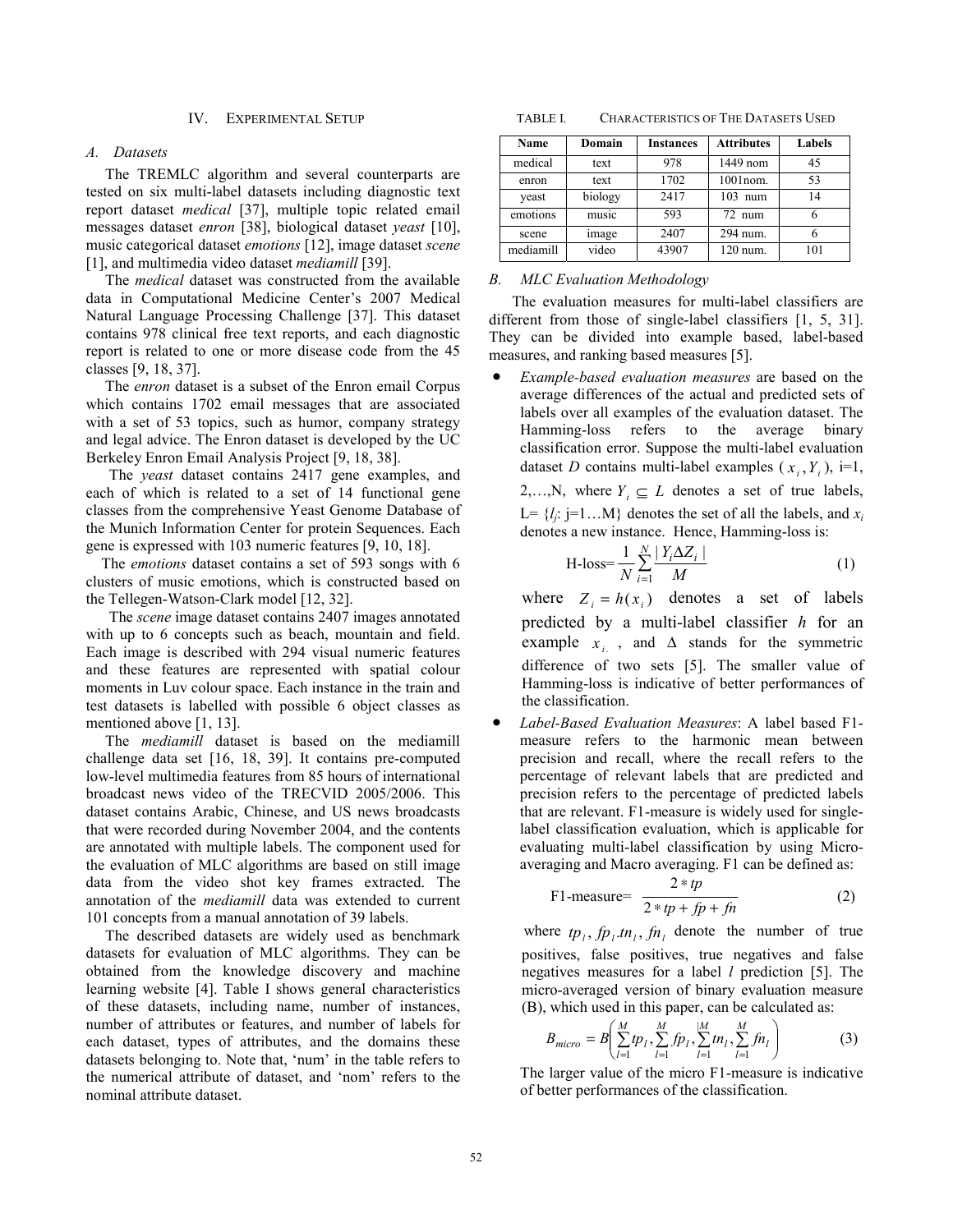## IV. Experimental Setup

### A. Datasets

The TREMLC algorithm and several counterparts are tested on six multi-label datasets including diagnostic text report dataset *medical* [37], multiple topic related email messages dataset *enron* [38], biological dataset *yeast* [10], music categorical dataset *emotions* [12], image dataset *scene* [1], and multimedia video dataset *mediamill* [39].

The *medical* dataset was constructed from the available data in Computational Medicine Center's 2007 Medical Natural Language Processing Challenge [37]. This dataset contains 978 clinical free text reports, and each diagnostic report is related to one or more disease code from the 45 classes [9, 18, 37].

The *enron* dataset is a subset of the Enron email Corpus which contains 1702 email messages that are associated with a set of 53 topics, such as humor, company strategy and legal advice. The Enron dataset is developed by the UC Berkeley Enron Email Analysis Project [9, 18, 38].

The *yeast* dataset contains 2417 gene examples, and each of which is related to a set of 14 functional gene classes from the comprehensive Yeast Genome Database of the Munich Information Center for protein Sequences. Each gene is expressed with 103 numeric features [9, 10, 18].

The *emotions* dataset contains a set of 593 songs with 6 clusters of music emotions, which is constructed based on the Tellegen-Watson-Clark model [12, 32].

The *scene* image dataset contains 2407 images annotated with up to 6 concepts such as beach, mountain and field. Each image is described with 294 visual numeric features and these features are represented with spatial colour moments in Luv colour space. Each instance in the train and test datasets is labelled with possible 6 object classes as mentioned above [1, 13].

The *mediamill* dataset is based on the mediamill challenge data set [16, 18, 39]. It contains pre-computed low-level multimedia features from 85 hours of international broadcast news video of the TRECVID 2005/2006. This dataset contains Arabic, Chinese, and US news broadcasts that were recorded during November 2004, and the contents are annotated with multiple labels. The component used for the evaluation of MLC algorithms are based on still image data from the video shot key frames extracted. The annotation of the *mediamill* data was extended to current 101 concepts from a manual annotation of 39 labels.

The described datasets are widely used as benchmark datasets for evaluation of MLC algorithms. They can be obtained from the knowledge discovery and machine learning website [4]. Table I shows general characteristics of these datasets, including name, number of instances, number of attributes or features, and number of labels for each dataset, types of attributes, and the domains these datasets belonging to. Note that, 'num' in the table refers to the numerical attribute of dataset, and 'nom' refers to the nominal attribute dataset.

TABLE I. Characteristics of The Datasets Used

| Name | Domain | Instances | Attributes | Labels |
|---|---|---|---|---|
| medical | text | 978 | 1449 nom | 45 |
| enron | text | 1702 | 1001nom. | 53 |
| yeast | biology | 2417 | 103 num | 14 |
| emotions | music | 593 | 72 num | 6 |
| scene | image | 2407 | 294 num. | 6 |
| mediamill | video | 43907 | 120 num. | 101 |

### B. MLC Evaluation Methodology

The evaluation measures for multi-label classifiers are different from those of single-label classifiers [1, 5, 31]. They can be divided into example based, label-based measures, and ranking based measures [5].

- *Example-based evaluation measures* are based on the average differences of the actual and predicted sets of labels over all examples of the evaluation dataset. The Hamming-loss refers to the average binary classification error. Suppose the multi-label evaluation dataset $D$ contains multi-label examples ($x_i, Y_i$), i=1, 2,…,N, where $Y_i \subseteq L$ denotes a set of true labels, L= {$l_j$: j=1…M} denotes the set of all the labels, and $x_i$ denotes a new instance. Hence, Hamming-loss is:

$$\text{H-loss}=\frac{1}{N}\sum_{i=1}^{N}\frac{|Y_i \Delta Z_i|}{M} \tag{1}$$

  where $Z_i = h(x_i)$ denotes a set of labels predicted by a multi-label classifier $h$ for an example $x_i$, and $\Delta$ stands for the symmetric difference of two sets [5]. The smaller value of Hamming-loss is indicative of better performances of the classification.

- *Label-Based Evaluation Measures*: A label based F1-measure refers to the harmonic mean between precision and recall, where the recall refers to the percentage of relevant labels that are predicted and precision refers to the percentage of predicted labels that are relevant. F1-measure is widely used for single-label classification evaluation, which is applicable for evaluating multi-label classification by using Micro-averaging and Macro averaging. F1 can be defined as:

$$\text{F1-measure}=\frac{2*tp}{2*tp+fp+fn} \tag{2}$$

  where $tp_l, fp_l, tn_l, fn_l$ denote the number of true positives, false positives, true negatives and false negatives measures for a label $l$ prediction [5]. The micro-averaged version of binary evaluation measure (B), which used in this paper, can be calculated as:

$$B_{micro} = B\left(\sum_{l=1}^{M} tp_l, \sum_{l=1}^{M} fp_l, \sum_{l=1}^{M} tn_l, \sum_{l=1}^{M} fn_l\right) \tag{3}$$

  The larger value of the micro F1-measure is indicative of better performances of the classification.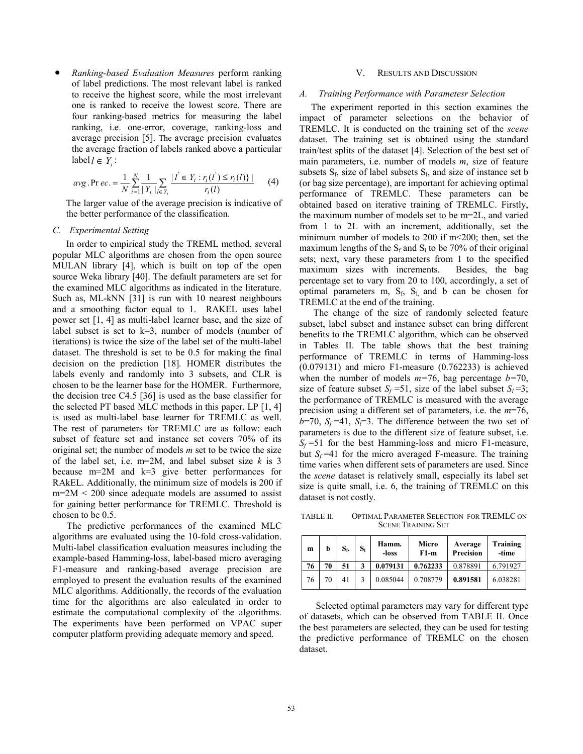- *Ranking-based Evaluation Measures* perform ranking of label predictions. The most relevant label is ranked to receive the highest score, while the most irrelevant one is ranked to receive the lowest score. There are four ranking-based metrics for measuring the label ranking, i.e. one-error, coverage, ranking-loss and average precision [5]. The average precision evaluates the average fraction of labels ranked above a particular label $l \in Y_i$:

$$avg.Prec. = \frac{1}{N}\sum_{i=1}^{N}\frac{1}{|Y_i|}\sum_{l \in Y_i}\frac{|\{l' \in Y_i : r_i(l') \leq r_i(l)\}|}{r_i(l)} \qquad (4)$$

The larger value of the average precision is indicative of the better performance of the classification.

### C. Experimental Setting

In order to empirical study the TREML method, several popular MLC algorithms are chosen from the open source MULAN library [4], which is built on top of the open source Weka library [40]. The default parameters are set for the examined MLC algorithms as indicated in the literature. Such as, ML-kNN [31] is run with 10 nearest neighbours and a smoothing factor equal to 1. RAKEL uses label power set [1, 4] as multi-label learner base, and the size of label subset is set to k=3, number of models (number of iterations) is twice the size of the label set of the multi-label dataset. The threshold is set to be 0.5 for making the final decision on the prediction [18]. HOMER distributes the labels evenly and randomly into 3 subsets, and CLR is chosen to be the learner base for the HOMER. Furthermore, the decision tree C4.5 [36] is used as the base classifier for the selected PT based MLC methods in this paper. LP [1, 4] is used as multi-label base learner for TREMLC as well. The rest of parameters for TREMLC are as follow: each subset of feature set and instance set covers 70% of its original set; the number of models *m* set to be twice the size of the label set, i.e. m=2M, and label subset size *k* is 3 because m=2M and k=3 give better performances for RAkEL. Additionally, the minimum size of models is 200 if m=2M < 200 since adequate models are assumed to assist for gaining better performance for TREMLC. Threshold is chosen to be 0.5.

The predictive performances of the examined MLC algorithms are evaluated using the 10-fold cross-validation. Multi-label classification evaluation measures including the example-based Hamming-loss, label-based micro averaging F1-measure and ranking-based average precision are employed to present the evaluation results of the examined MLC algorithms. Additionally, the records of the evaluation time for the algorithms are also calculated in order to estimate the computational complexity of the algorithms. The experiments have been performed on VPAC super computer platform providing adequate memory and speed.

## V. Results and Discussion

### A. Training Performance with Parametesr Selection

The experiment reported in this section examines the impact of parameter selections on the behavior of TREMLC. It is conducted on the training set of the *scene* dataset. The training set is obtained using the standard train/test splits of the dataset [4]. Selection of the best set of main parameters, i.e. number of models *m*, size of feature subsets $S_f$, size of label subsets $S_l$, and size of instance set b (or bag size percentage), are important for achieving optimal performance of TREMLC. These parameters can be obtained based on iterative training of TREMLC. Firstly, the maximum number of models set to be m=2L, and varied from 1 to 2L with an increment, additionally, set the minimum number of models to 200 if m<200; then, set the maximum lengths of the $S_f$ and $S_l$ to be 70% of their original sets; next, vary these parameters from 1 to the specified maximum sizes with increments. Besides, the bag percentage set to vary from 20 to 100, accordingly, a set of optimal parameters m, $S_f$, $S_l$, and b can be chosen for TREMLC at the end of the training.

The change of the size of randomly selected feature subset, label subset and instance subset can bring different benefits to the TREMLC algorithm, which can be observed in Tables II. The table shows that the best training performance of TREMLC in terms of Hamming-loss (0.079131) and micro F1-measure (0.762233) is achieved when the number of models *m*=76, bag percentage *b*=70, size of feature subset $S_f$=51, size of the label subset $S_l$=3; the performance of TREMLC is measured with the average precision using a different set of parameters, i.e. the *m*=76, *b*=70, $S_f$=41, $S_l$=3. The difference between the two set of parameters is due to the different size of feature subset, i.e. $S_f$=51 for the best Hamming-loss and micro F1-measure, but $S_f$=41 for the micro averaged F-measure. The training time varies when different sets of parameters are used. Since the *scene* dataset is relatively small, especially its label set size is quite small, i.e. 6, the training of TREMLC on this dataset is not costly.

TABLE II. Optimal Parameter Selection for TREMLC on Scene Training Set

| m | b | $S_f$ | $S_l$ | Hamm.-loss | Micro F1-m | Average Precision | Training-time |
|---|---|---|---|---|---|---|---|
| **76** | **70** | **51** | **3** | **0.079131** | **0.762233** | 0.878891 | 6.791927 |
| 76 | 70 | 41 | 3 | 0.085044 | 0.708779 | **0.891581** | 6.038281 |

Selected optimal parameters may vary for different type of datasets, which can be observed from TABLE II. Once the best parameters are selected, they can be used for testing the predictive performance of TREMLC on the chosen dataset.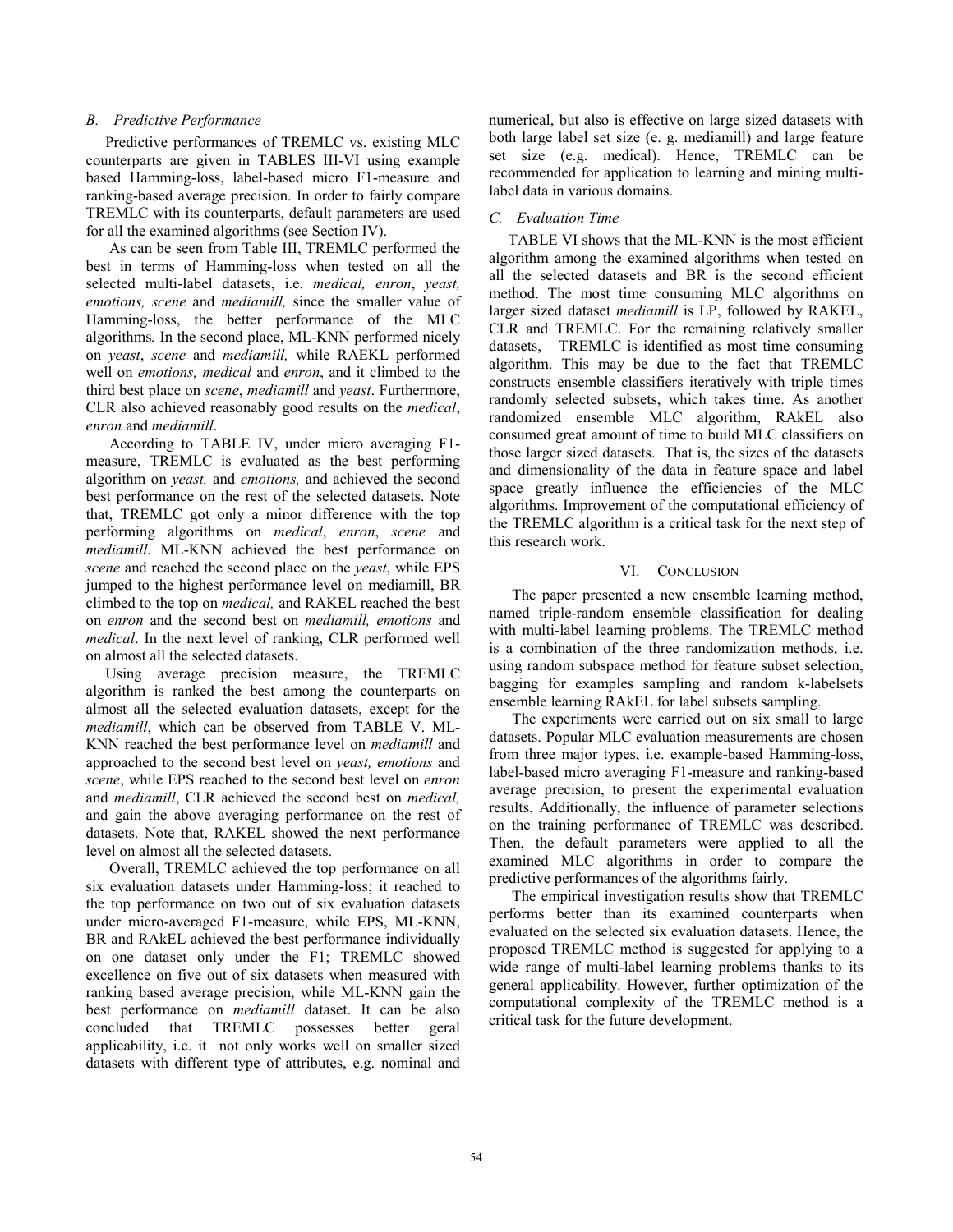### B. Predictive Performance

Predictive performances of TREMLC vs. existing MLC counterparts are given in TABLES III-VI using example based Hamming-loss, label-based micro F1-measure and ranking-based average precision. In order to fairly compare TREMLC with its counterparts, default parameters are used for all the examined algorithms (see Section IV).

As can be seen from Table III, TREMLC performed the best in terms of Hamming-loss when tested on all the selected multi-label datasets, i.e. *medical, enron*, *yeast, emotions, scene* and *mediamill,* since the smaller value of Hamming-loss, the better performance of the MLC algorithms*.* In the second place, ML-KNN performed nicely on *yeast*, *scene* and *mediamill,* while RAEKL performed well on *emotions, medical* and *enron*, and it climbed to the third best place on *scene*, *mediamill* and *yeast*. Furthermore, CLR also achieved reasonably good results on the *medical*, *enron* and *mediamill*.

According to TABLE IV, under micro averaging F1-measure, TREMLC is evaluated as the best performing algorithm on *yeast,* and *emotions,* and achieved the second best performance on the rest of the selected datasets. Note that, TREMLC got only a minor difference with the top performing algorithms on *medical*, *enron*, *scene* and *mediamill*. ML-KNN achieved the best performance on *scene* and reached the second place on the *yeast*, while EPS jumped to the highest performance level on mediamill, BR climbed to the top on *medical,* and RAKEL reached the best on *enron* and the second best on *mediamill, emotions* and *medical*. In the next level of ranking, CLR performed well on almost all the selected datasets.

Using average precision measure, the TREMLC algorithm is ranked the best among the counterparts on almost all the selected evaluation datasets, except for the *mediamill*, which can be observed from TABLE V. ML-KNN reached the best performance level on *mediamill* and approached to the second best level on *yeast, emotions* and *scene*, while EPS reached to the second best level on *enron* and *mediamill*, CLR achieved the second best on *medical,* and gain the above averaging performance on the rest of datasets. Note that, RAKEL showed the next performance level on almost all the selected datasets.

Overall, TREMLC achieved the top performance on all six evaluation datasets under Hamming-loss; it reached to the top performance on two out of six evaluation datasets under micro-averaged F1-measure, while EPS, ML-KNN, BR and RAkEL achieved the best performance individually on one dataset only under the F1; TREMLC showed excellence on five out of six datasets when measured with ranking based average precision, while ML-KNN gain the best performance on *mediamill* dataset. It can be also concluded that TREMLC possesses better geral applicability, i.e. it not only works well on smaller sized datasets with different type of attributes, e.g. nominal and numerical, but also is effective on large sized datasets with both large label set size (e. g. mediamill) and large feature set size (e.g. medical). Hence, TREMLC can be recommended for application to learning and mining multi-label data in various domains.

### C. Evaluation Time

TABLE VI shows that the ML-KNN is the most efficient algorithm among the examined algorithms when tested on all the selected datasets and BR is the second efficient method. The most time consuming MLC algorithms on larger sized dataset *mediamill* is LP, followed by RAKEL, CLR and TREMLC. For the remaining relatively smaller datasets, TREMLC is identified as most time consuming algorithm. This may be due to the fact that TREMLC constructs ensemble classifiers iteratively with triple times randomly selected subsets, which takes time. As another randomized ensemble MLC algorithm, RAkEL also consumed great amount of time to build MLC classifiers on those larger sized datasets. That is, the sizes of the datasets and dimensionality of the data in feature space and label space greatly influence the efficiencies of the MLC algorithms. Improvement of the computational efficiency of the TREMLC algorithm is a critical task for the next step of this research work.

## VI. Conclusion

The paper presented a new ensemble learning method, named triple-random ensemble classification for dealing with multi-label learning problems. The TREMLC method is a combination of the three randomization methods, i.e. using random subspace method for feature subset selection, bagging for examples sampling and random k-labelsets ensemble learning RAkEL for label subsets sampling.

The experiments were carried out on six small to large datasets. Popular MLC evaluation measurements are chosen from three major types, i.e. example-based Hamming-loss, label-based micro averaging F1-measure and ranking-based average precision, to present the experimental evaluation results. Additionally, the influence of parameter selections on the training performance of TREMLC was described. Then, the default parameters were applied to all the examined MLC algorithms in order to compare the predictive performances of the algorithms fairly.

The empirical investigation results show that TREMLC performs better than its examined counterparts when evaluated on the selected six evaluation datasets. Hence, the proposed TREMLC method is suggested for applying to a wide range of multi-label learning problems thanks to its general applicability. However, further optimization of the computational complexity of the TREMLC method is a critical task for the future development.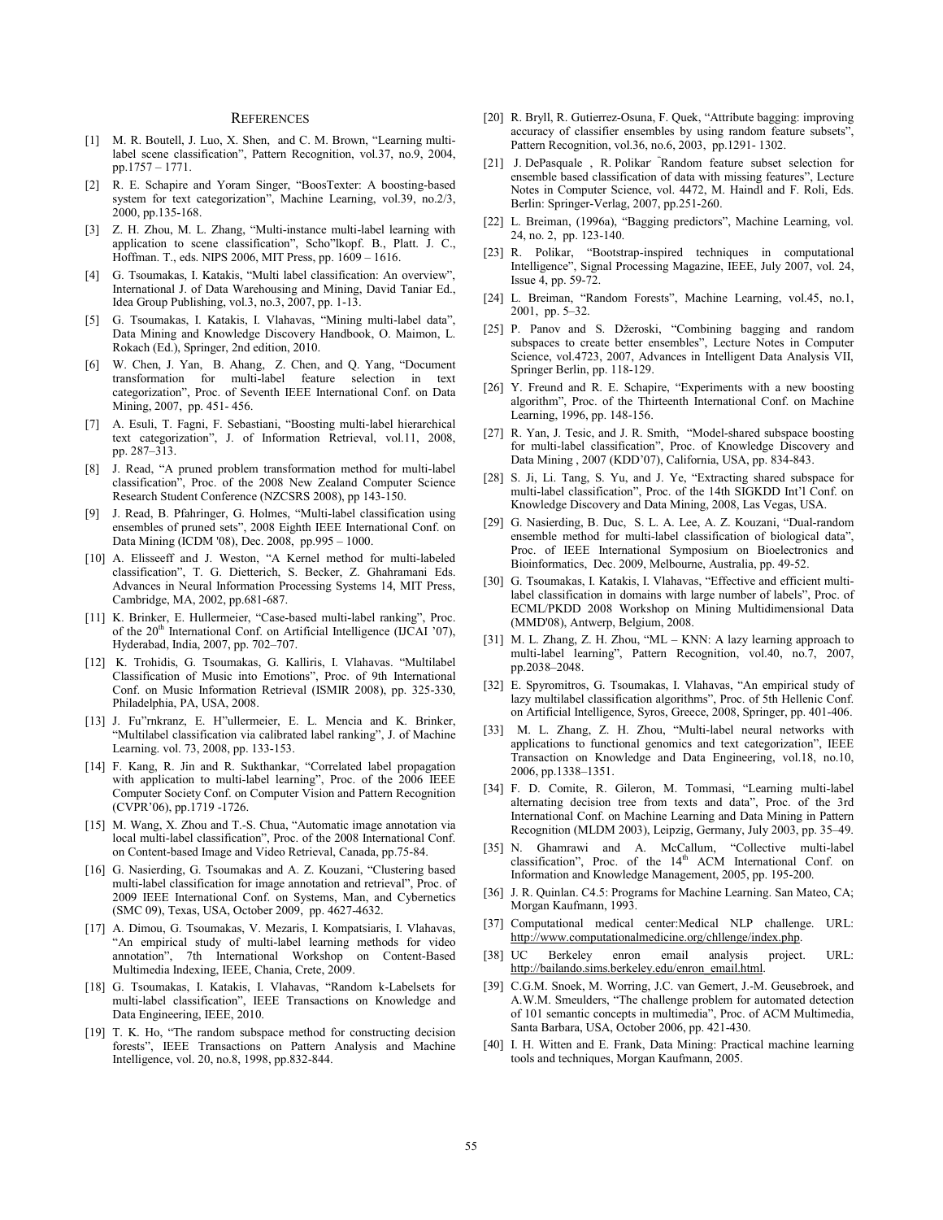## REFERENCES

[1] M. R. Boutell, J. Luo, X. Shen, and C. M. Brown, "Learning multi-label scene classification", Pattern Recognition, vol.37, no.9, 2004, pp.1757 – 1771.

[2] R. E. Schapire and Yoram Singer, "BoosTexter: A boosting-based system for text categorization", Machine Learning, vol.39, no.2/3, 2000, pp.135-168.

[3] Z. H. Zhou, M. L. Zhang, "Multi-instance multi-label learning with application to scene classification", Scho"lkopf. B., Platt. J. C., Hoffman. T., eds. NIPS 2006, MIT Press, pp. 1609 – 1616.

[4] G. Tsoumakas, I. Katakis, "Multi label classification: An overview", International J. of Data Warehousing and Mining, David Taniar Ed., Idea Group Publishing, vol.3, no.3, 2007, pp. 1-13.

[5] G. Tsoumakas, I. Katakis, I. Vlahavas, "Mining multi-label data", Data Mining and Knowledge Discovery Handbook, O. Maimon, L. Rokach (Ed.), Springer, 2nd edition, 2010.

[6] W. Chen, J. Yan, B. Ahang, Z. Chen, and Q. Yang, "Document transformation for multi-label feature selection in text categorization", Proc. of Seventh IEEE International Conf. on Data Mining, 2007, pp. 451- 456.

[7] A. Esuli, T. Fagni, F. Sebastiani, "Boosting multi-label hierarchical text categorization", J. of Information Retrieval, vol.11, 2008, pp. 287–313.

[8] J. Read, "A pruned problem transformation method for multi-label classification", Proc. of the 2008 New Zealand Computer Science Research Student Conference (NZCSRS 2008), pp 143-150.

[9] J. Read, B. Pfahringer, G. Holmes, "Multi-label classification using ensembles of pruned sets", 2008 Eighth IEEE International Conf. on Data Mining (ICDM '08), Dec. 2008, pp.995 – 1000.

[10] A. Elisseeff and J. Weston, "A Kernel method for multi-labeled classification", T. G. Dietterich, S. Becker, Z. Ghahramani Eds. Advances in Neural Information Processing Systems 14, MIT Press, Cambridge, MA, 2002, pp.681-687.

[11] K. Brinker, E. Hullermeier, "Case-based multi-label ranking", Proc. of the 20th International Conf. on Artificial Intelligence (IJCAI '07), Hyderabad, India, 2007, pp. 702–707.

[12] K. Trohidis, G. Tsoumakas, G. Kalliris, I. Vlahavas. "Multilabel Classification of Music into Emotions", Proc. of 9th International Conf. on Music Information Retrieval (ISMIR 2008), pp. 325-330, Philadelphia, PA, USA, 2008.

[13] J. Fu"rnkranz, E. H"ullermeier, E. L. Mencia and K. Brinker, "Multilabel classification via calibrated label ranking", J. of Machine Learning. vol. 73, 2008, pp. 133-153.

[14] F. Kang, R. Jin and R. Sukthankar, "Correlated label propagation with application to multi-label learning", Proc. of the 2006 IEEE Computer Society Conf. on Computer Vision and Pattern Recognition (CVPR'06), pp.1719 -1726.

[15] M. Wang, X. Zhou and T.-S. Chua, "Automatic image annotation via local multi-label classification", Proc. of the 2008 International Conf. on Content-based Image and Video Retrieval, Canada, pp.75-84.

[16] G. Nasierding, G. Tsoumakas and A. Z. Kouzani, "Clustering based multi-label classification for image annotation and retrieval", Proc. of 2009 IEEE International Conf. on Systems, Man, and Cybernetics (SMC 09), Texas, USA, October 2009, pp. 4627-4632.

[17] A. Dimou, G. Tsoumakas, V. Mezaris, I. Kompatsiaris, I. Vlahavas, "An empirical study of multi-label learning methods for video annotation", 7th International Workshop on Content-Based Multimedia Indexing, IEEE, Chania, Crete, 2009.

[18] G. Tsoumakas, I. Katakis, I. Vlahavas, "Random k-Labelsets for multi-label classification", IEEE Transactions on Knowledge and Data Engineering, IEEE, 2010.

[19] T. K. Ho, "The random subspace method for constructing decision forests", IEEE Transactions on Pattern Analysis and Machine Intelligence, vol. 20, no.8, 1998, pp.832-844.

[20] R. Bryll, R. Gutierrez-Osuna, F. Quek, "Attribute bagging: improving accuracy of classifier ensembles by using random feature subsets", Pattern Recognition, vol.36, no.6, 2003, pp.1291- 1302.

[21] J. DePasquale , R. Polikar, "Random feature subset selection for ensemble based classification of data with missing features", Lecture Notes in Computer Science, vol. 4472, M. Haindl and F. Roli, Eds. Berlin: Springer-Verlag, 2007, pp.251-260.

[22] L. Breiman, (1996a), "Bagging predictors", Machine Learning, vol. 24, no. 2, pp. 123-140.

[23] R. Polikar, "Bootstrap-inspired techniques in computational Intelligence", Signal Processing Magazine, IEEE, July 2007, vol. 24, Issue 4, pp. 59-72.

[24] L. Breiman, "Random Forests", Machine Learning, vol.45, no.1, 2001, pp. 5–32.

[25] P. Panov and S. Džeroski, "Combining bagging and random subspaces to create better ensembles", Lecture Notes in Computer Science, vol.4723, 2007, Advances in Intelligent Data Analysis VII, Springer Berlin, pp. 118-129.

[26] Y. Freund and R. E. Schapire, "Experiments with a new boosting algorithm", Proc. of the Thirteenth International Conf. on Machine Learning, 1996, pp. 148-156.

[27] R. Yan, J. Tesic, and J. R. Smith, "Model-shared subspace boosting for multi-label classification", Proc. of Knowledge Discovery and Data Mining , 2007 (KDD'07), California, USA, pp. 834-843.

[28] S. Ji, Li. Tang, S. Yu, and J. Ye, "Extracting shared subspace for multi-label classification", Proc. of the 14th SIGKDD Int'l Conf. on Knowledge Discovery and Data Mining, 2008, Las Vegas, USA.

[29] G. Nasierding, B. Duc, S. L. A. Lee, A. Z. Kouzani, "Dual-random ensemble method for multi-label classification of biological data", Proc. of IEEE International Symposium on Bioelectronics and Bioinformatics, Dec. 2009, Melbourne, Australia, pp. 49-52.

[30] G. Tsoumakas, I. Katakis, I. Vlahavas, "Effective and efficient multi-label classification in domains with large number of labels", Proc. of ECML/PKDD 2008 Workshop on Mining Multidimensional Data (MMD'08), Antwerp, Belgium, 2008.

[31] M. L. Zhang, Z. H. Zhou, "ML – KNN: A lazy learning approach to multi-label learning", Pattern Recognition, vol.40, no.7, 2007, pp.2038–2048.

[32] E. Spyromitros, G. Tsoumakas, I. Vlahavas, "An empirical study of lazy multilabel classification algorithms", Proc. of 5th Hellenic Conf. on Artificial Intelligence, Syros, Greece, 2008, Springer, pp. 401-406.

[33] M. L. Zhang, Z. H. Zhou, "Multi-label neural networks with applications to functional genomics and text categorization", IEEE Transaction on Knowledge and Data Engineering, vol.18, no.10, 2006, pp.1338–1351.

[34] F. D. Comite, R. Gileron, M. Tommasi, "Learning multi-label alternating decision tree from texts and data", Proc. of the 3rd International Conf. on Machine Learning and Data Mining in Pattern Recognition (MLDM 2003), Leipzig, Germany, July 2003, pp. 35–49.

[35] N. Ghamrawi and A. McCallum, "Collective multi-label classification", Proc. of the 14th ACM International Conf. on Information and Knowledge Management, 2005, pp. 195-200.

[36] J. R. Quinlan. C4.5: Programs for Machine Learning. San Mateo, CA; Morgan Kaufmann, 1993.

[37] Computational medical center:Medical NLP challenge. URL: http://www.computationalmedicine.org/chllenge/index.php.

[38] UC Berkeley enron email analysis project. URL: http://bailando.sims.berkeley.edu/enron_email.html.

[39] C.G.M. Snoek, M. Worring, J.C. van Gemert, J.-M. Geusebroek, and A.W.M. Smeulders, "The challenge problem for automated detection of 101 semantic concepts in multimedia", Proc. of ACM Multimedia, Santa Barbara, USA, October 2006, pp. 421-430.

[40] I. H. Witten and E. Frank, Data Mining: Practical machine learning tools and techniques, Morgan Kaufmann, 2005.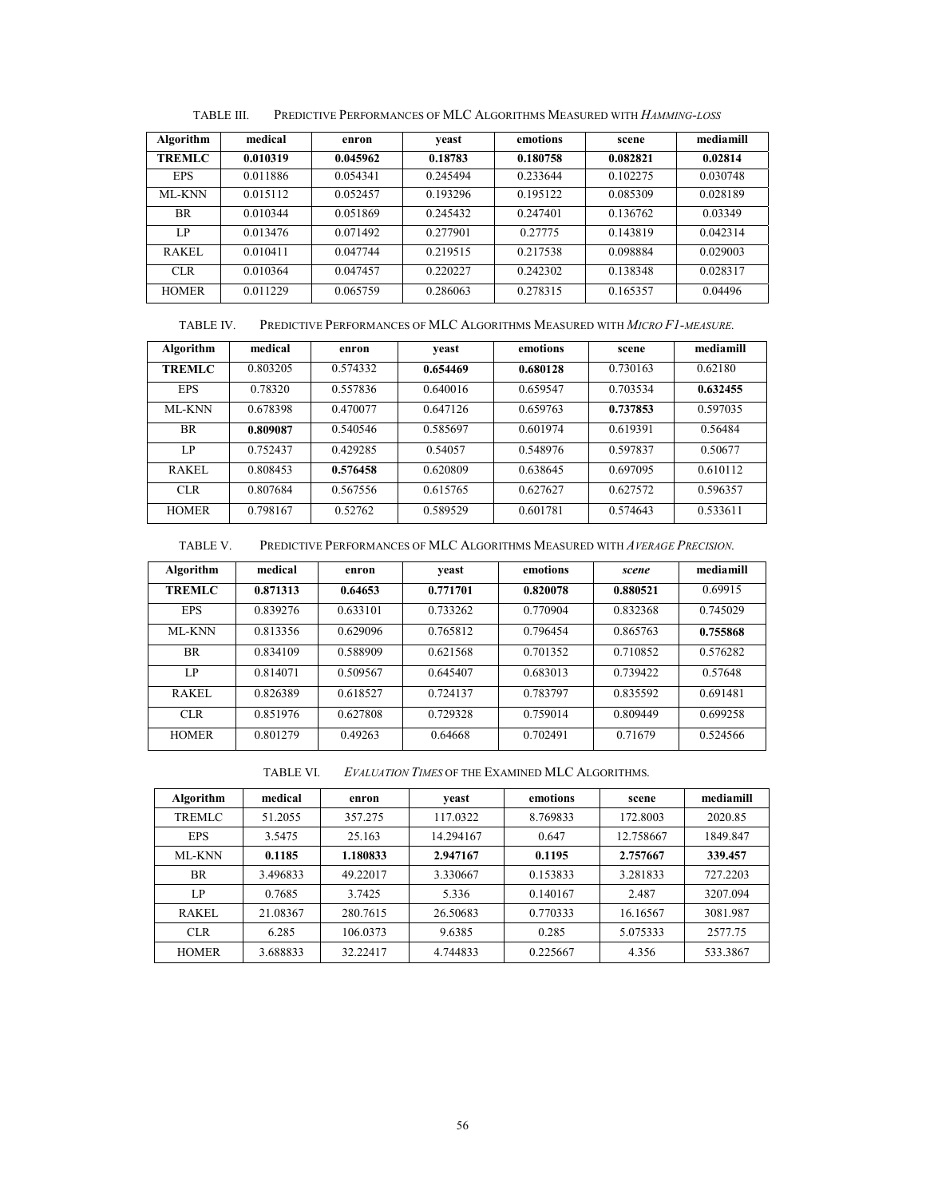TABLE III. PREDICTIVE PERFORMANCES OF MLC ALGORITHMS MEASURED WITH *HAMMING-LOSS*

| Algorithm | medical | enron | yeast | emotions | scene | mediamill |
|---|---|---|---|---|---|---|
| **TREMLC** | **0.010319** | **0.045962** | **0.18783** | **0.180758** | **0.082821** | **0.02814** |
| EPS | 0.011886 | 0.054341 | 0.245494 | 0.233644 | 0.102275 | 0.030748 |
| ML-KNN | 0.015112 | 0.052457 | 0.193296 | 0.195122 | 0.085309 | 0.028189 |
| BR | 0.010344 | 0.051869 | 0.245432 | 0.247401 | 0.136762 | 0.03349 |
| LP | 0.013476 | 0.071492 | 0.277901 | 0.27775 | 0.143819 | 0.042314 |
| RAKEL | 0.010411 | 0.047744 | 0.219515 | 0.217538 | 0.098884 | 0.029003 |
| CLR | 0.010364 | 0.047457 | 0.220227 | 0.242302 | 0.138348 | 0.028317 |
| HOMER | 0.011229 | 0.065759 | 0.286063 | 0.278315 | 0.165357 | 0.04496 |

TABLE IV. PREDICTIVE PERFORMANCES OF MLC ALGORITHMS MEASURED WITH *MICRO F1-MEASURE*.

| Algorithm | medical | enron | yeast | emotions | scene | mediamill |
|---|---|---|---|---|---|---|
| **TREMLC** | 0.803205 | 0.574332 | **0.654469** | **0.680128** | 0.730163 | 0.62180 |
| EPS | 0.78320 | 0.557836 | 0.640016 | 0.659547 | 0.703534 | **0.632455** |
| ML-KNN | 0.678398 | 0.470077 | 0.647126 | 0.659763 | **0.737853** | 0.597035 |
| BR | **0.809087** | 0.540546 | 0.585697 | 0.601974 | 0.619391 | 0.56484 |
| LP | 0.752437 | 0.429285 | 0.54057 | 0.548976 | 0.597837 | 0.50677 |
| RAKEL | 0.808453 | **0.576458** | 0.620809 | 0.638645 | 0.697095 | 0.610112 |
| CLR | 0.807684 | 0.567556 | 0.615765 | 0.627627 | 0.627572 | 0.596357 |
| HOMER | 0.798167 | 0.52762 | 0.589529 | 0.601781 | 0.574643 | 0.533611 |

TABLE V. PREDICTIVE PERFORMANCES OF MLC ALGORITHMS MEASURED WITH *AVERAGE PRECISION*.

| Algorithm | medical | enron | yeast | emotions | *scene* | mediamill |
|---|---|---|---|---|---|---|
| **TREMLC** | **0.871313** | **0.64653** | **0.771701** | **0.820078** | **0.880521** | 0.69915 |
| EPS | 0.839276 | 0.633101 | 0.733262 | 0.770904 | 0.832368 | 0.745029 |
| ML-KNN | 0.813356 | 0.629096 | 0.765812 | 0.796454 | 0.865763 | **0.755868** |
| BR | 0.834109 | 0.588909 | 0.621568 | 0.701352 | 0.710852 | 0.576282 |
| LP | 0.814071 | 0.509567 | 0.645407 | 0.683013 | 0.739422 | 0.57648 |
| RAKEL | 0.826389 | 0.618527 | 0.724137 | 0.783797 | 0.835592 | 0.691481 |
| CLR | 0.851976 | 0.627808 | 0.729328 | 0.759014 | 0.809449 | 0.699258 |
| HOMER | 0.801279 | 0.49263 | 0.64668 | 0.702491 | 0.71679 | 0.524566 |

TABLE VI. *EVALUATION TIMES* OF THE EXAMINED MLC ALGORITHMS.

| Algorithm | medical | enron | yeast | emotions | scene | mediamill |
|---|---|---|---|---|---|---|
| TREMLC | 51.2055 | 357.275 | 117.0322 | 8.769833 | 172.8003 | 2020.85 |
| EPS | 3.5475 | 25.163 | 14.294167 | 0.647 | 12.758667 | 1849.847 |
| ML-KNN | **0.1185** | **1.180833** | **2.947167** | **0.1195** | **2.757667** | **339.457** |
| BR | 3.496833 | 49.22017 | 3.330667 | 0.153833 | 3.281833 | 727.2203 |
| LP | 0.7685 | 3.7425 | 5.336 | 0.140167 | 2.487 | 3207.094 |
| RAKEL | 21.08367 | 280.7615 | 26.50683 | 0.770333 | 16.16567 | 3081.987 |
| CLR | 6.285 | 106.0373 | 9.6385 | 0.285 | 5.075333 | 2577.75 |
| HOMER | 3.688833 | 32.22417 | 4.744833 | 0.225667 | 4.356 | 533.3867 |